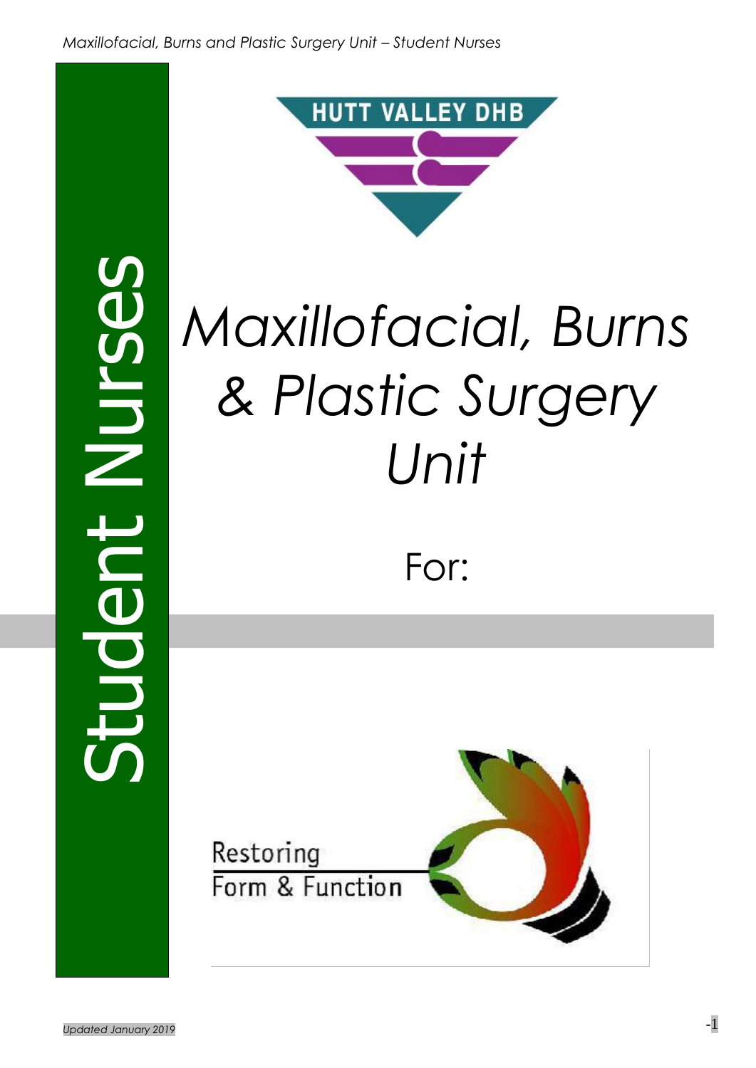# Student Nurses

HUTT VALLEY DHB

# *Maxillofacial, Burns & Plastic Surgery Unit*

For:

Restoring Form & Function

*Updated January 2019*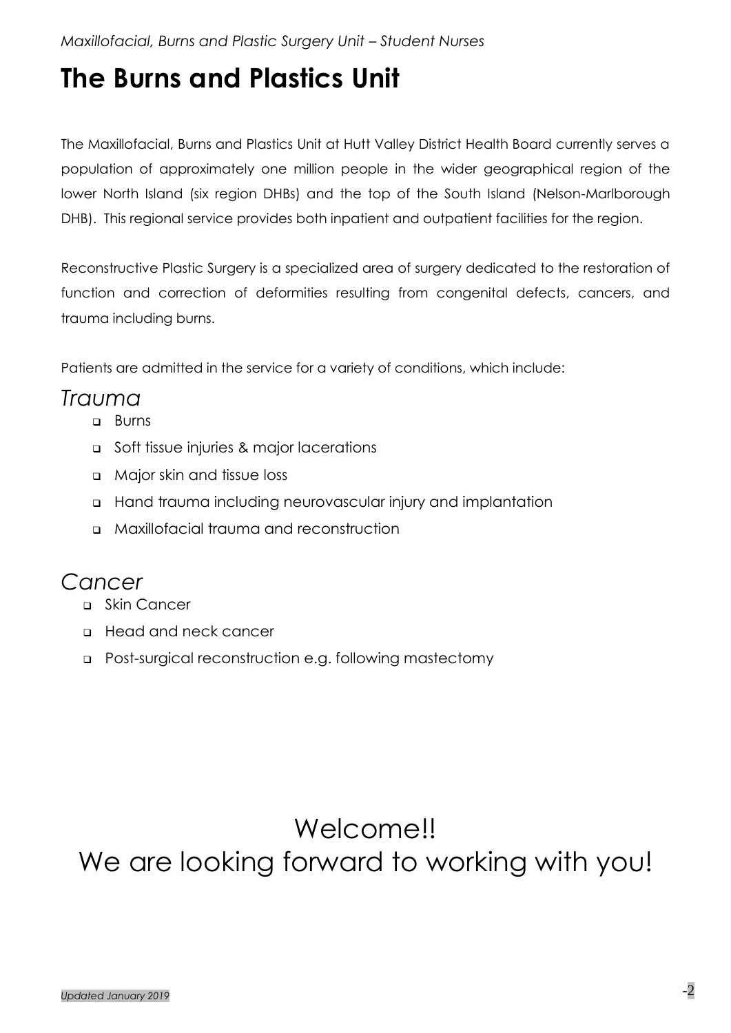# The Burns and Plastics Unit

The Maxillofacial, Burns and Plastics Unit at Hutt Valley District Health Board currently serves a population of approximately one million people in the wider geographical region of the lower North Island (six region DHBs) and the top of the South Island (Nelson-Marlborough DHB). This regional service provides both inpatient and outpatient facilities for the region.

Reconstructive Plastic Surgery is a specialized area of surgery dedicated to the restoration of function and correction of deformities resulting from congenital defects, cancers, and trauma including burns.

Patients are admitted in the service for a variety of conditions, which include:

## *Trauma*

- Burns
- Soft tissue injuries & major lacerations
- Major skin and tissue loss
- Hand trauma including neurovascular injury and implantation
- Maxillofacial trauma and reconstruction

## *Cancer*

- Skin Cancer
- Head and neck cancer
- Post-surgical reconstruction e.g. following mastectomy

Welcome!!

We are looking forward to working with you!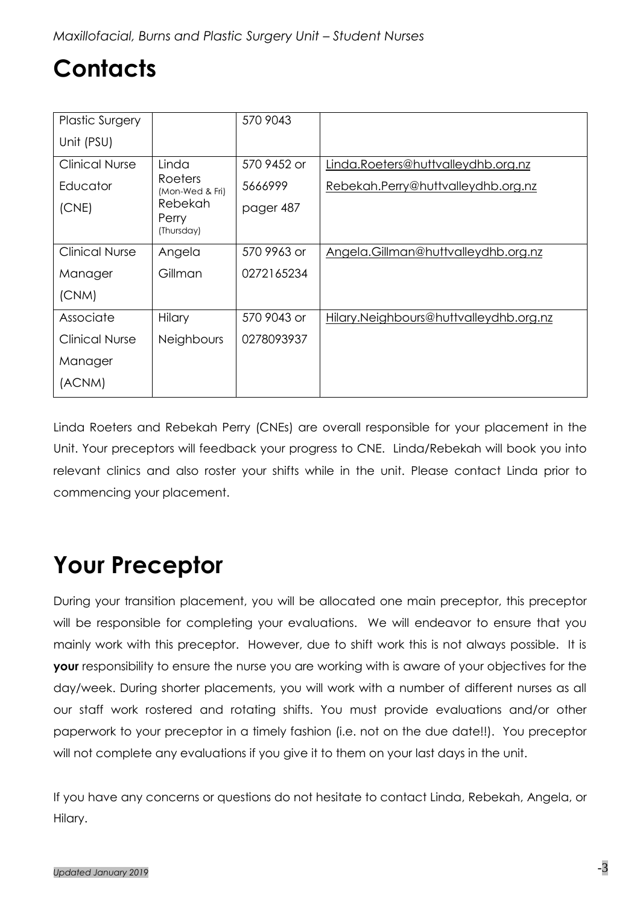# Contacts

| | | | |
|---|---|---|---|
| Plastic Surgery Unit (PSU) | | 570 9043 | |
| Clinical Nurse Educator (CNE) | Linda Roeters (Mon-Wed & Fri) Rebekah Perry (Thursday) | 570 9452 or 5666999 pager 487 | Linda.Roeters@huttvalleydhb.org.nz Rebekah.Perry@huttvalleydhb.org.nz |
| Clinical Nurse Manager (CNM) | Angela Gillman | 570 9963 or 0272165234 | Angela.Gillman@huttvalleydhb.org.nz |
| Associate Clinical Nurse Manager (ACNM) | Hilary Neighbours | 570 9043 or 0278093937 | Hilary.Neighbours@huttvalleydhb.org.nz |

Linda Roeters and Rebekah Perry (CNEs) are overall responsible for your placement in the Unit. Your preceptors will feedback your progress to CNE. Linda/Rebekah will book you into relevant clinics and also roster your shifts while in the unit. Please contact Linda prior to commencing your placement.

# Your Preceptor

During your transition placement, you will be allocated one main preceptor, this preceptor will be responsible for completing your evaluations. We will endeavor to ensure that you mainly work with this preceptor. However, due to shift work this is not always possible. It is **your** responsibility to ensure the nurse you are working with is aware of your objectives for the day/week. During shorter placements, you will work with a number of different nurses as all our staff work rostered and rotating shifts. You must provide evaluations and/or other paperwork to your preceptor in a timely fashion (i.e. not on the due date!!). You preceptor will not complete any evaluations if you give it to them on your last days in the unit.

If you have any concerns or questions do not hesitate to contact Linda, Rebekah, Angela, or Hilary.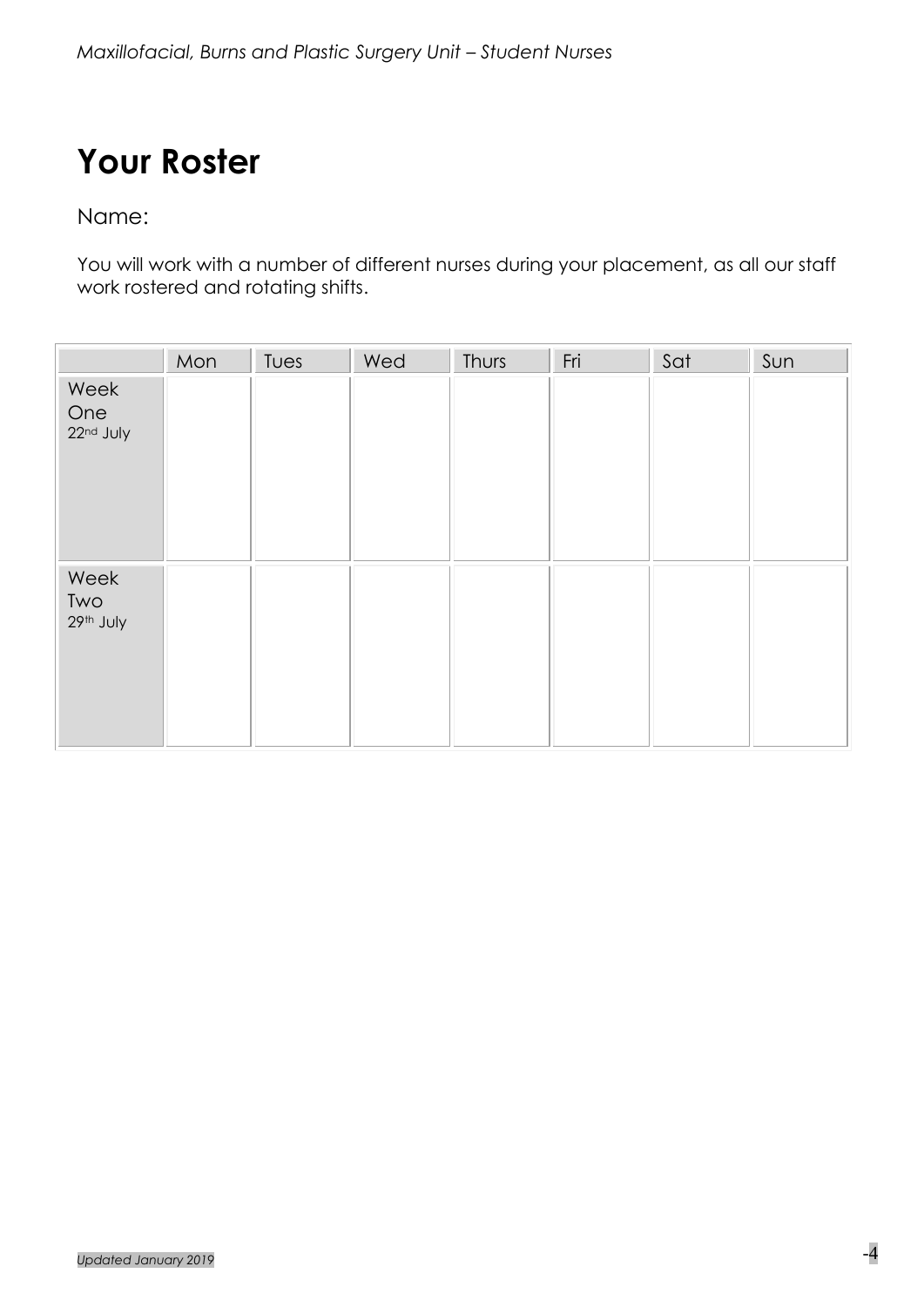# Your Roster

Name:

You will work with a number of different nurses during your placement, as all our staff work rostered and rotating shifts.

| | Mon | Tues | Wed | Thurs | Fri | Sat | Sun |
|---|---|---|---|---|---|---|---|
| Week One 22nd July | | | | | | | |
| Week Two 29th July | | | | | | | |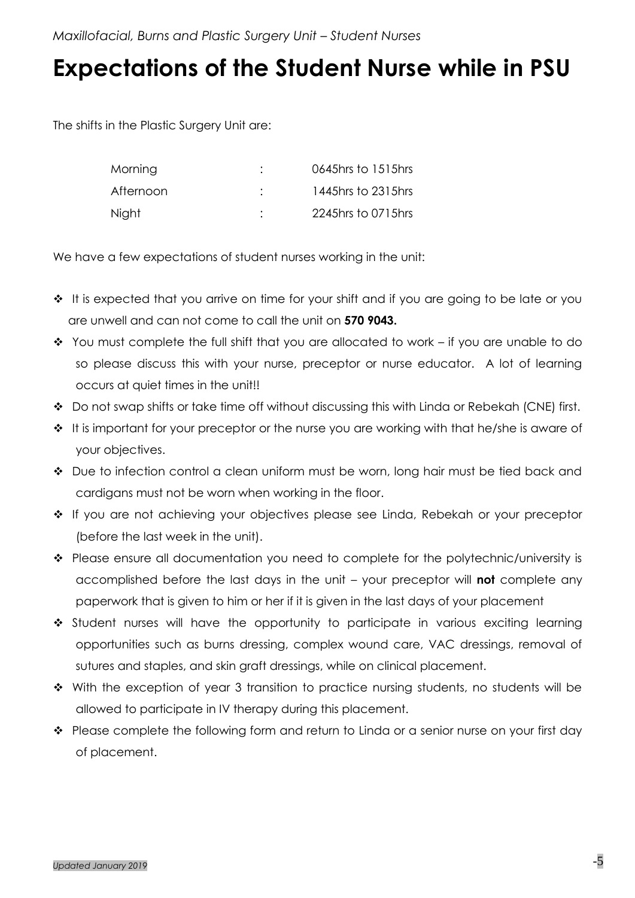# Expectations of the Student Nurse while in PSU

The shifts in the Plastic Surgery Unit are:

| | | |
|---|---|---|
| Morning | : | 0645hrs to 1515hrs |
| Afternoon | : | 1445hrs to 2315hrs |
| Night | : | 2245hrs to 0715hrs |

We have a few expectations of student nurses working in the unit:

- It is expected that you arrive on time for your shift and if you are going to be late or you are unwell and can not come to call the unit on **570 9043.**
- You must complete the full shift that you are allocated to work – if you are unable to do so please discuss this with your nurse, preceptor or nurse educator. A lot of learning occurs at quiet times in the unit!!
- Do not swap shifts or take time off without discussing this with Linda or Rebekah (CNE) first.
- It is important for your preceptor or the nurse you are working with that he/she is aware of your objectives.
- Due to infection control a clean uniform must be worn, long hair must be tied back and cardigans must not be worn when working in the floor.
- If you are not achieving your objectives please see Linda, Rebekah or your preceptor (before the last week in the unit).
- Please ensure all documentation you need to complete for the polytechnic/university is accomplished before the last days in the unit – your preceptor will **not** complete any paperwork that is given to him or her if it is given in the last days of your placement
- Student nurses will have the opportunity to participate in various exciting learning opportunities such as burns dressing, complex wound care, VAC dressings, removal of sutures and staples, and skin graft dressings, while on clinical placement.
- With the exception of year 3 transition to practice nursing students, no students will be allowed to participate in IV therapy during this placement.
- Please complete the following form and return to Linda or a senior nurse on your first day of placement.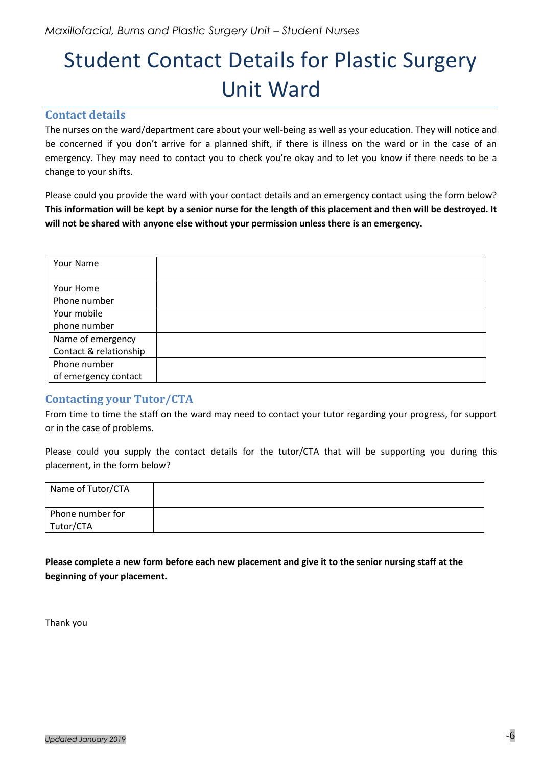# Student Contact Details for Plastic Surgery Unit Ward

## Contact details

The nurses on the ward/department care about your well-being as well as your education. They will notice and be concerned if you don't arrive for a planned shift, if there is illness on the ward or in the case of an emergency. They may need to contact you to check you're okay and to let you know if there needs to be a change to your shifts.

Please could you provide the ward with your contact details and an emergency contact using the form below? **This information will be kept by a senior nurse for the length of this placement and then will be destroyed. It will not be shared with anyone else without your permission unless there is an emergency.**

| | |
|---|---|
| Your Name | |
| Your Home Phone number | |
| Your mobile phone number | |
| Name of emergency Contact & relationship | |
| Phone number of emergency contact | |

## Contacting your Tutor/CTA

From time to time the staff on the ward may need to contact your tutor regarding your progress, for support or in the case of problems.

Please could you supply the contact details for the tutor/CTA that will be supporting you during this placement, in the form below?

| | |
|---|---|
| Name of Tutor/CTA | |
| Phone number for Tutor/CTA | |

**Please complete a new form before each new placement and give it to the senior nursing staff at the beginning of your placement.**

Thank you

*Updated January 2019*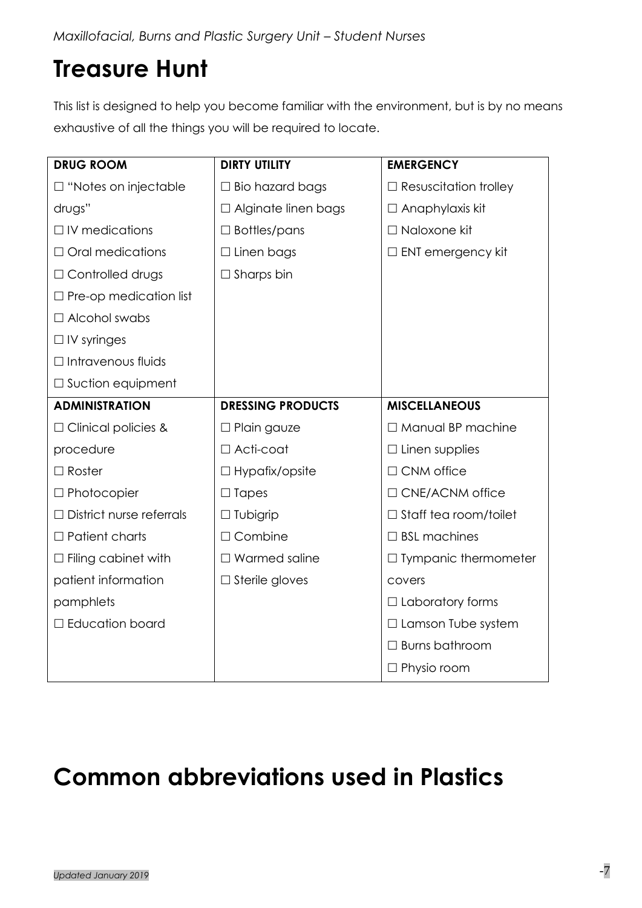# Treasure Hunt

This list is designed to help you become familiar with the environment, but is by no means exhaustive of all the things you will be required to locate.

| DRUG ROOM | DIRTY UTILITY | EMERGENCY |
|---|---|---|
| ☐ "Notes on injectable drugs" | ☐ Bio hazard bags | ☐ Resuscitation trolley |
| ☐ IV medications | ☐ Alginate linen bags | ☐ Anaphylaxis kit |
| ☐ Oral medications | ☐ Bottles/pans | ☐ Naloxone kit |
| ☐ Controlled drugs | ☐ Linen bags | ☐ ENT emergency kit |
| ☐ Pre-op medication list | ☐ Sharps bin | |
| ☐ Alcohol swabs | | |
| ☐ IV syringes | | |
| ☐ Intravenous fluids | | |
| ☐ Suction equipment | | |
| **ADMINISTRATION** | **DRESSING PRODUCTS** | **MISCELLANEOUS** |
| ☐ Clinical policies & procedure | ☐ Plain gauze | ☐ Manual BP machine |
| ☐ Roster | ☐ Acti-coat | ☐ Linen supplies |
| ☐ Photocopier | ☐ Hypafix/opsite | ☐ CNM office |
| ☐ District nurse referrals | ☐ Tapes | ☐ CNE/ACNM office |
| ☐ Patient charts | ☐ Tubigrip | ☐ Staff tea room/toilet |
| ☐ Filing cabinet with patient information pamphlets | ☐ Combine | ☐ BSL machines |
| ☐ Education board | ☐ Warmed saline | ☐ Tympanic thermometer covers |
| | ☐ Sterile gloves | ☐ Laboratory forms |
| | | ☐ Lamson Tube system |
| | | ☐ Burns bathroom |
| | | ☐ Physio room |

# Common abbreviations used in Plastics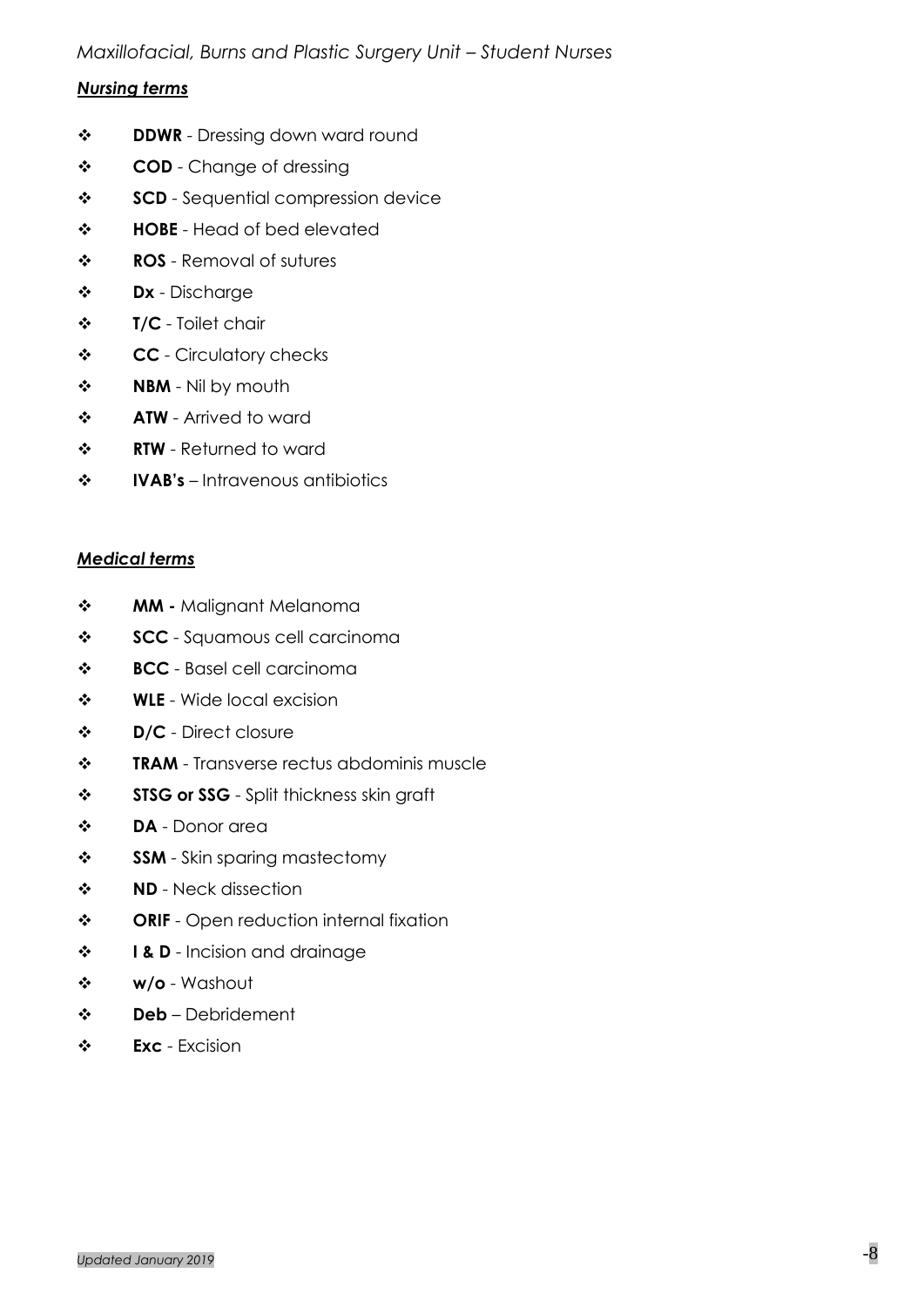*Maxillofacial, Burns and Plastic Surgery Unit – Student Nurses*

***Nursing terms***

- **DDWR** - Dressing down ward round
- **COD** - Change of dressing
- **SCD** - Sequential compression device
- **HOBE** - Head of bed elevated
- **ROS** - Removal of sutures
- **Dx** - Discharge
- **T/C** - Toilet chair
- **CC** - Circulatory checks
- **NBM** - Nil by mouth
- **ATW** - Arrived to ward
- **RTW** - Returned to ward
- **IVAB's** – Intravenous antibiotics

***Medical terms***

- **MM -** Malignant Melanoma
- **SCC** - Squamous cell carcinoma
- **BCC** - Basel cell carcinoma
- **WLE** - Wide local excision
- **D/C** - Direct closure
- **TRAM** - Transverse rectus abdominis muscle
- **STSG or SSG** - Split thickness skin graft
- **DA** - Donor area
- **SSM** - Skin sparing mastectomy
- **ND** - Neck dissection
- **ORIF** - Open reduction internal fixation
- **I & D** - Incision and drainage
- **w/o** - Washout
- **Deb** – Debridement
- **Exc** - Excision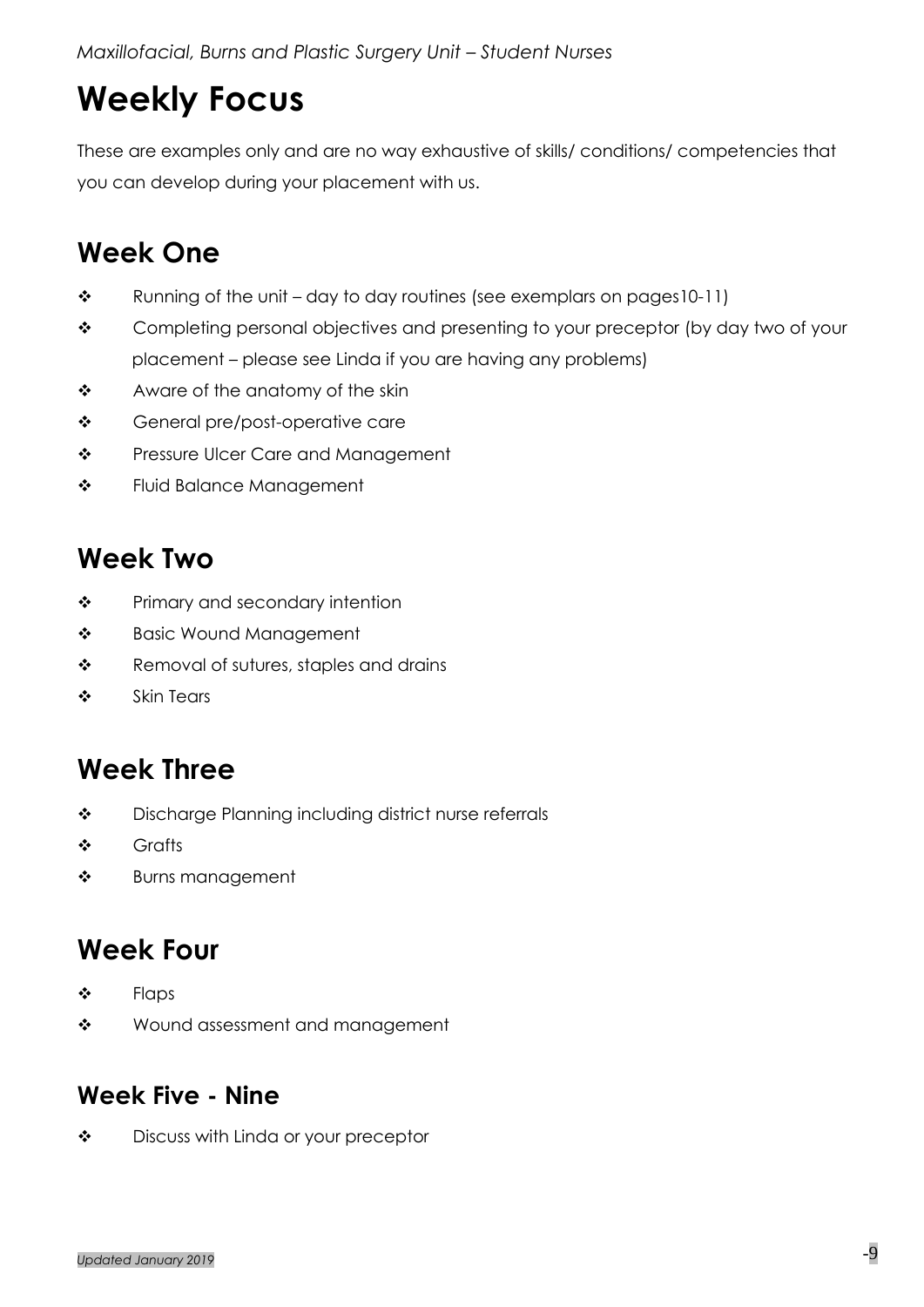# Weekly Focus

These are examples only and are no way exhaustive of skills/ conditions/ competencies that you can develop during your placement with us.

## Week One

- Running of the unit – day to day routines (see exemplars on pages10-11)
- Completing personal objectives and presenting to your preceptor (by day two of your placement – please see Linda if you are having any problems)
- Aware of the anatomy of the skin
- General pre/post-operative care
- Pressure Ulcer Care and Management
- Fluid Balance Management

## Week Two

- Primary and secondary intention
- Basic Wound Management
- Removal of sutures, staples and drains
- Skin Tears

## Week Three

- Discharge Planning including district nurse referrals
- Grafts
- Burns management

## Week Four

- Flaps
- Wound assessment and management

### Week Five - Nine

- Discuss with Linda or your preceptor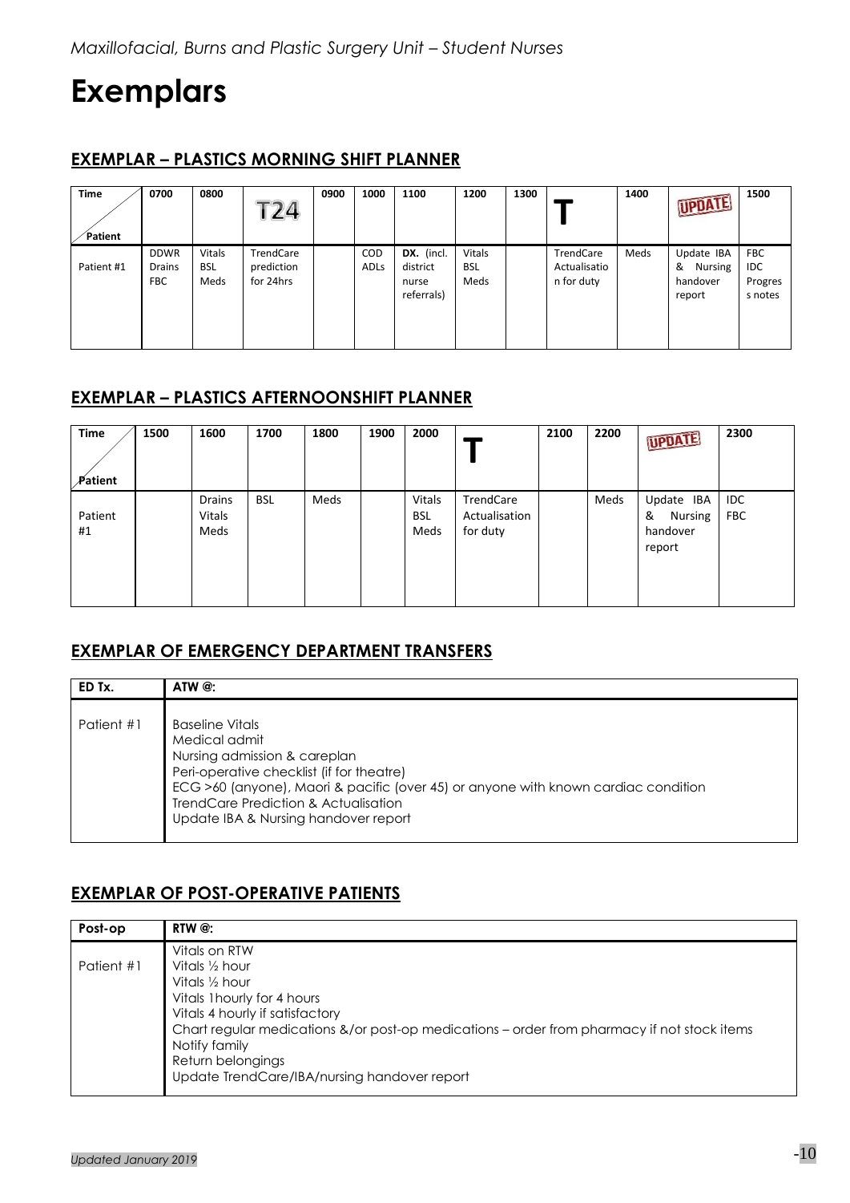*Maxillofacial, Burns and Plastic Surgery Unit – Student Nurses*

# Exemplars

## EXEMPLAR – PLASTICS MORNING SHIFT PLANNER

| Time / Patient | 0700 | 0800 | T24 | 0900 | 1000 | 1100 | 1200 | 1300 | T | 1400 | UPDATE | 1500 |
|---|---|---|---|---|---|---|---|---|---|---|---|---|
| Patient #1 | DDWR Drains FBC | Vitals BSL Meds | TrendCare prediction for 24hrs | | COD ADLs | **DX.** (incl. district nurse referrals) | Vitals BSL Meds | | TrendCare Actualisation for duty | Meds | Update IBA & Nursing handover report | FBC IDC Progress notes |

## EXEMPLAR – PLASTICS AFTERNOONSHIFT PLANNER

| Time / Patient | 1500 | 1600 | 1700 | 1800 | 1900 | 2000 | T | 2100 | 2200 | UPDATE | 2300 |
|---|---|---|---|---|---|---|---|---|---|---|---|
| Patient #1 | | Drains Vitals Meds | BSL | Meds | | Vitals BSL Meds | TrendCare Actualisation for duty | | Meds | Update IBA & Nursing handover report | IDC FBC |

## EXEMPLAR OF EMERGENCY DEPARTMENT TRANSFERS

| ED Tx. | ATW @: |
|---|---|
| Patient #1 | Baseline Vitals<br>Medical admit<br>Nursing admission & careplan<br>Peri-operative checklist (if for theatre)<br>ECG >60 (anyone), Maori & pacific (over 45) or anyone with known cardiac condition<br>TrendCare Prediction & Actualisation<br>Update IBA & Nursing handover report |

## EXEMPLAR OF POST-OPERATIVE PATIENTS

| Post-op | RTW @: |
|---|---|
| Patient #1 | Vitals on RTW<br>Vitals ½ hour<br>Vitals ½ hour<br>Vitals 1hourly for 4 hours<br>Vitals 4 hourly if satisfactory<br>Chart regular medications &/or post-op medications – order from pharmacy if not stock items<br>Notify family<br>Return belongings<br>Update TrendCare/IBA/nursing handover report |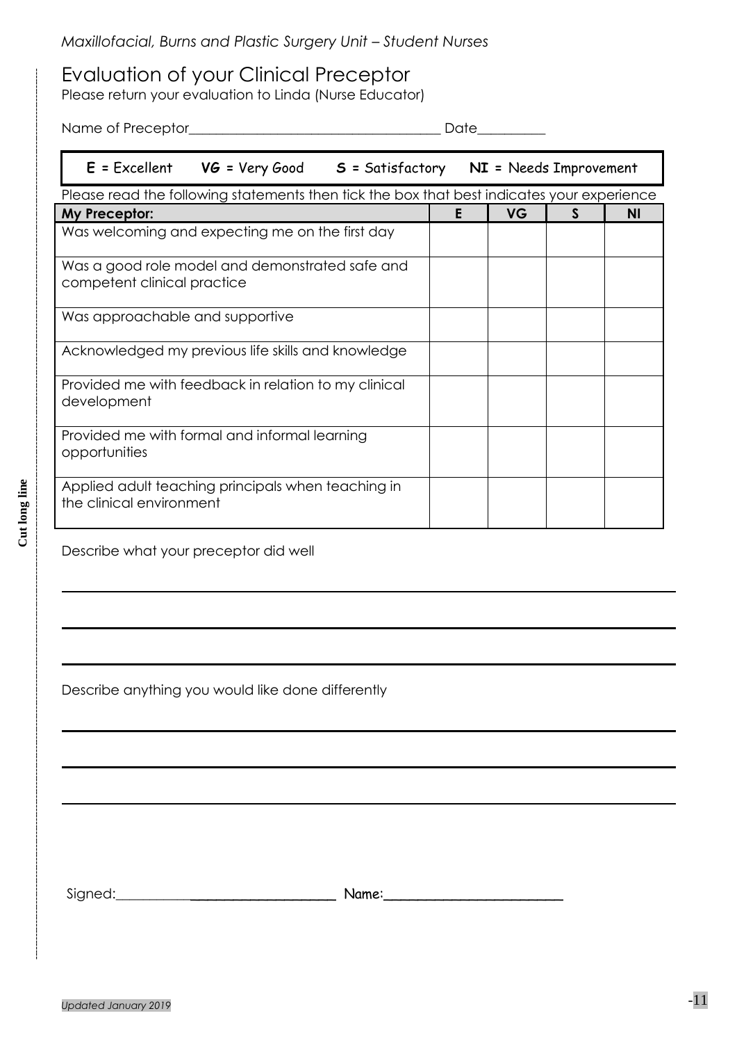*Maxillofacial, Burns and Plastic Surgery Unit – Student Nurses*

# Evaluation of your Clinical Preceptor

Please return your evaluation to Linda (Nurse Educator)

Name of Preceptor_________________________________ Date_________

**E** = Excellent  **VG** = Very Good  **S** = Satisfactory  **NI** = Needs Improvement

Please read the following statements then tick the box that best indicates your experience

| My Preceptor: | E | VG | S | NI |
|---|---|---|---|---|
| Was welcoming and expecting me on the first day | | | | |
| Was a good role model and demonstrated safe and competent clinical practice | | | | |
| Was approachable and supportive | | | | |
| Acknowledged my previous life skills and knowledge | | | | |
| Provided me with feedback in relation to my clinical development | | | | |
| Provided me with formal and informal learning opportunities | | | | |
| Applied adult teaching principals when teaching in the clinical environment | | | | |

Describe what your preceptor did well

___

___

___

Describe anything you would like done differently

___

___

___

Signed:_______________________________ Name:________________________

*Updated January 2019*

Cut long line